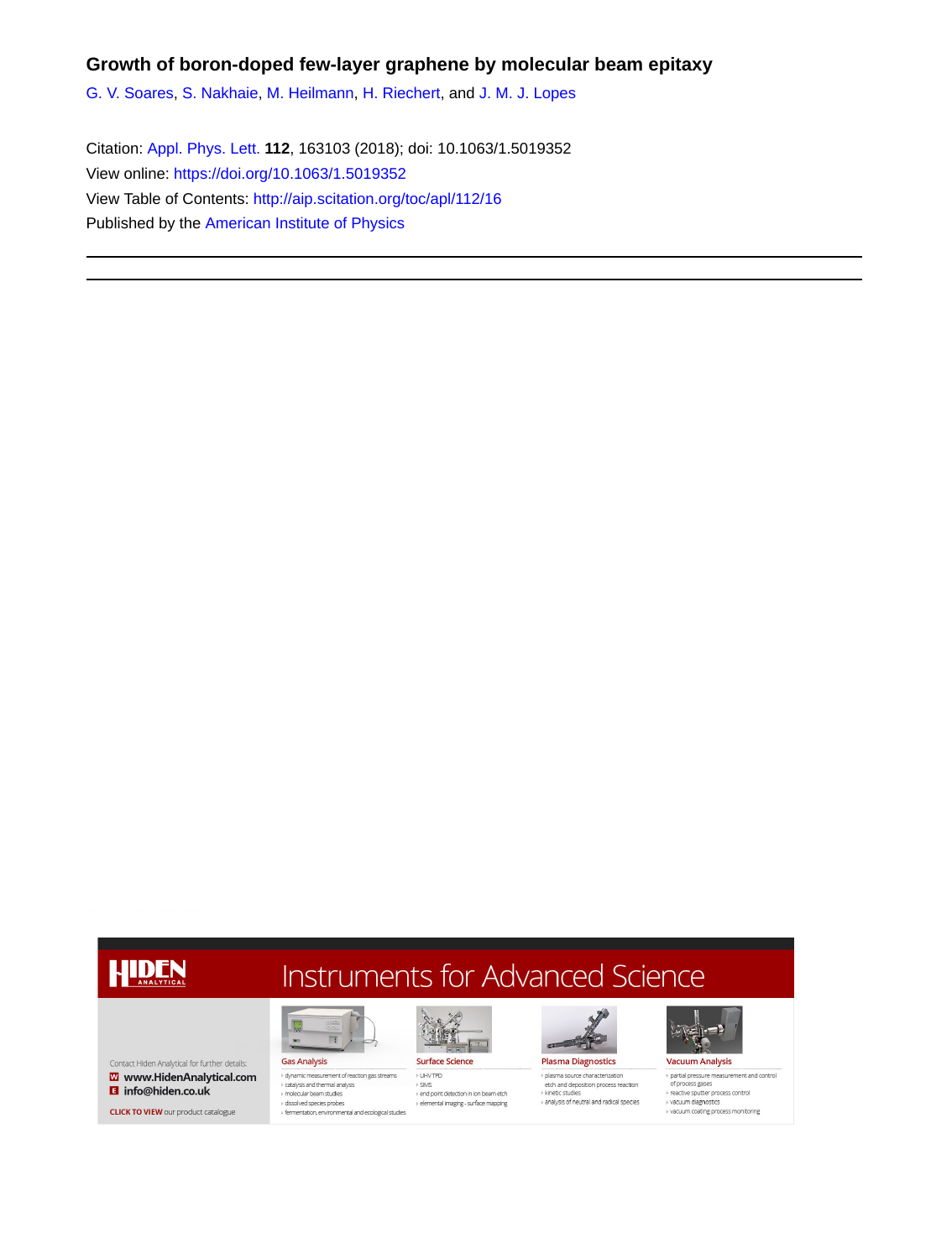# Growth of boron-doped few-layer graphene by molecular beam epitaxy

G. V. Soares, S. Nakhaie, M. Heilmann, H. Riechert, and J. M. J. Lopes

Citation: Appl. Phys. Lett. **112**, 163103 (2018); doi: 10.1063/1.5019352

View online: https://doi.org/10.1063/1.5019352

View Table of Contents: http://aip.scitation.org/toc/apl/112/16

Published by the American Institute of Physics

---

HIDEN ANALYTICAL

Instruments for Advanced Science

Contact Hiden Analytical for further details:

W www.HidenAnalytical.com

E info@hiden.co.uk

CLICK TO VIEW our product catalogue

**Gas Analysis**
- dynamic measurement of reaction gas streams
- catalysis and thermal analysis
- molecular beam studies
- dissolved species probes
- fermentation, environmental and ecological studies

**Surface Science**
- UHV TPD
- SIMS
- end point detection in ion beam etch
- elemental imaging - surface mapping

**Plasma Diagnostics**
- plasma source characterization
- etch and deposition process reaction
- kinetic studies
- analysis of neutral and radical species

**Vacuum Analysis**
- partial pressure measurement and control of process gases
- reactive sputter process control
- vacuum diagnostics
- vacuum coating process monitoring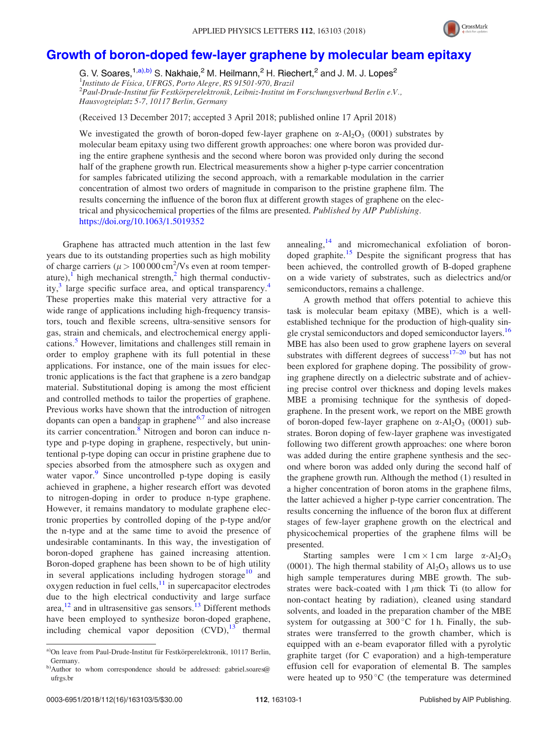# Growth of boron-doped few-layer graphene by molecular beam epitaxy

G. V. Soares,[1,a),b)] S. Nakhaie,[2] M. Heilmann,[2] H. Riechert,[2] and J. M. J. Lopes[2]

[1]*Instituto de Física, UFRGS, Porto Alegre, RS 91501-970, Brazil*
[2]*Paul-Drude-Institut für Festkörperelektronik, Leibniz-Institut im Forschungsverbund Berlin e.V., Hausvogteiplatz 5-7, 10117 Berlin, Germany*

(Received 13 December 2017; accepted 3 April 2018; published online 17 April 2018)

We investigated the growth of boron-doped few-layer graphene on $\alpha$-$Al_2O_3$ (0001) substrates by molecular beam epitaxy using two different growth approaches: one where boron was provided during the entire graphene synthesis and the second where boron was provided only during the second half of the graphene growth run. Electrical measurements show a higher p-type carrier concentration for samples fabricated utilizing the second approach, with a remarkable modulation in the carrier concentration of almost two orders of magnitude in comparison to the pristine graphene film. The results concerning the influence of the boron flux at different growth stages of graphene on the electrical and physicochemical properties of the films are presented. *Published by AIP Publishing.* https://doi.org/10.1063/1.5019352

Graphene has attracted much attention in the last few years due to its outstanding properties such as high mobility of charge carriers ($\mu > 100\,000\ cm^2/Vs$ even at room temperature),[1] high mechanical strength,[2] high thermal conductivity,[3] large specific surface area, and optical transparency.[4] These properties make this material very attractive for a wide range of applications including high-frequency transistors, touch and flexible screens, ultra-sensitive sensors for gas, strain and chemicals, and electrochemical energy applications.[5] However, limitations and challenges still remain in order to employ graphene with its full potential in these applications. For instance, one of the main issues for electronic applications is the fact that graphene is a zero bandgap material. Substitutional doping is among the most efficient and controlled methods to tailor the properties of graphene. Previous works have shown that the introduction of nitrogen dopants can open a bandgap in graphene[6,7] and also increase its carrier concentration.[8] Nitrogen and boron can induce n-type and p-type doping in graphene, respectively, but unintentional p-type doping can occur in pristine graphene due to species absorbed from the atmosphere such as oxygen and water vapor.[9] Since uncontrolled p-type doping is easily achieved in graphene, a higher research effort was devoted to nitrogen-doping in order to produce n-type graphene. However, it remains mandatory to modulate graphene electronic properties by controlled doping of the p-type and/or the n-type and at the same time to avoid the presence of undesirable contaminants. In this way, the investigation of boron-doped graphene has gained increasing attention. Boron-doped graphene has been shown to be of high utility in several applications including hydrogen storage[10] and oxygen reduction in fuel cells,[11] in supercapacitor electrodes due to the high electrical conductivity and large surface area,[12] and in ultrasensitive gas sensors.[13] Different methods have been employed to synthesize boron-doped graphene, including chemical vapor deposition (CVD),[13] thermal annealing,[14] and micromechanical exfoliation of boron-doped graphite.[15] Despite the significant progress that has been achieved, the controlled growth of B-doped graphene on a wide variety of substrates, such as dielectrics and/or semiconductors, remains a challenge.

A growth method that offers potential to achieve this task is molecular beam epitaxy (MBE), which is a well-established technique for the production of high-quality single crystal semiconductors and doped semiconductor layers.[16] MBE has also been used to grow graphene layers on several substrates with different degrees of success[17–20] but has not been explored for graphene doping. The possibility of growing graphene directly on a dielectric substrate and of achieving precise control over thickness and doping levels makes MBE a promising technique for the synthesis of doped-graphene. In the present work, we report on the MBE growth of boron-doped few-layer graphene on $\alpha$-$Al_2O_3$ (0001) substrates. Boron doping of few-layer graphene was investigated following two different growth approaches: one where boron was added during the entire graphene synthesis and the second where boron was added only during the second half of the graphene growth run. Although the method (1) resulted in a higher concentration of boron atoms in the graphene films, the latter achieved a higher p-type carrier concentration. The results concerning the influence of the boron flux at different stages of few-layer graphene growth on the electrical and physicochemical properties of the graphene films will be presented.

Starting samples were $1\ cm \times 1\ cm$ large $\alpha$-$Al_2O_3$ (0001). The high thermal stability of $Al_2O_3$ allows us to use high sample temperatures during MBE growth. The substrates were back-coated with $1\ \mu m$ thick Ti (to allow for non-contact heating by radiation), cleaned using standard solvents, and loaded in the preparation chamber of the MBE system for outgassing at $300\ ^\circ C$ for 1 h. Finally, the substrates were transferred to the growth chamber, which is equipped with an e-beam evaporator filled with a pyrolytic graphite target (for C evaporation) and a high-temperature effusion cell for evaporation of elemental B. The samples were heated up to $950\ ^\circ C$ (the temperature was determined

---

[a)]On leave from Paul-Drude-Institut für Festkörperelektronik, 10117 Berlin, Germany.
[b)]Author to whom correspondence should be addressed: gabriel.soares@ufrgs.br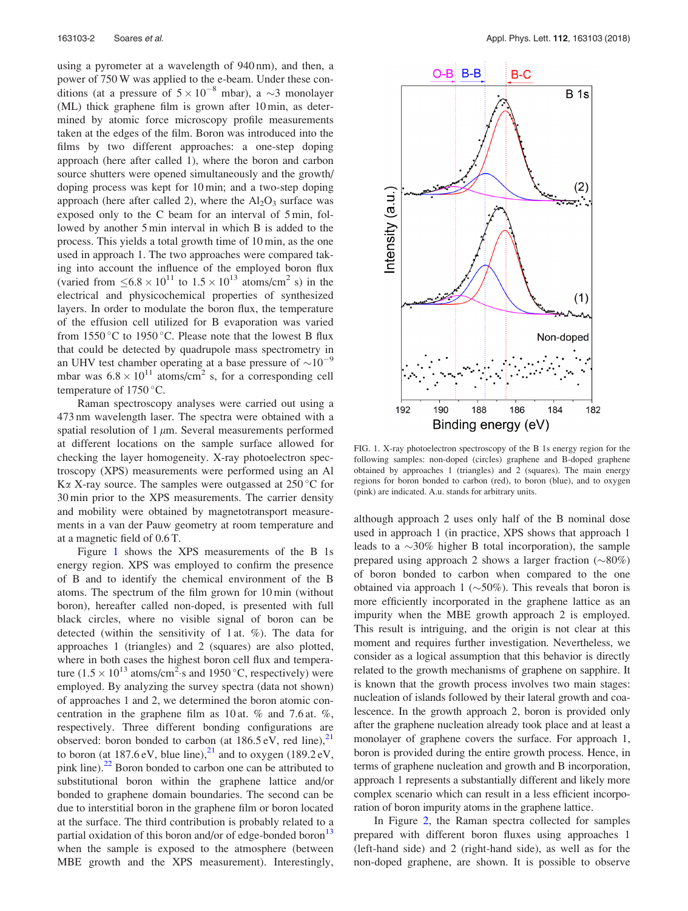using a pyrometer at a wavelength of 940 nm), and then, a power of 750 W was applied to the e-beam. Under these conditions (at a pressure of $5 \times 10^{-8}$ mbar), a ~3 monolayer (ML) thick graphene film is grown after 10 min, as determined by atomic force microscopy profile measurements taken at the edges of the film. Boron was introduced into the films by two different approaches: a one-step doping approach (here after called 1), where the boron and carbon source shutters were opened simultaneously and the growth/doping process was kept for 10 min; and a two-step doping approach (here after called 2), where the $Al_2O_3$ surface was exposed only to the C beam for an interval of 5 min, followed by another 5 min interval in which B is added to the process. This yields a total growth time of 10 min, as the one used in approach 1. The two approaches were compared taking into account the influence of the employed boron flux (varied from $\leq 6.8 \times 10^{11}$ to $1.5 \times 10^{13}$ atoms/cm$^2$ s) in the electrical and physicochemical properties of synthesized layers. In order to modulate the boron flux, the temperature of the effusion cell utilized for B evaporation was varied from 1550 °C to 1950 °C. Please note that the lowest B flux that could be detected by quadrupole mass spectrometry in an UHV test chamber operating at a base pressure of $\sim 10^{-9}$ mbar was $6.8 \times 10^{11}$ atoms/cm$^2$ s, for a corresponding cell temperature of 1750 °C.

Raman spectroscopy analyses were carried out using a 473 nm wavelength laser. The spectra were obtained with a spatial resolution of 1 $\mu$m. Several measurements performed at different locations on the sample surface allowed for checking the layer homogeneity. X-ray photoelectron spectroscopy (XPS) measurements were performed using an Al K$\alpha$ X-ray source. The samples were outgassed at 250 °C for 30 min prior to the XPS measurements. The carrier density and mobility were obtained by magnetotransport measurements in a van der Pauw geometry at room temperature and at a magnetic field of 0.6 T.

Figure 1 shows the XPS measurements of the B 1s energy region. XPS was employed to confirm the presence of B and to identify the chemical environment of the B atoms. The spectrum of the film grown for 10 min (without boron), hereafter called non-doped, is presented with full black circles, where no visible signal of boron can be detected (within the sensitivity of 1 at. %). The data for approaches 1 (triangles) and 2 (squares) are also plotted, where in both cases the highest boron cell flux and temperature ($1.5 \times 10^{13}$ atoms/cm$^2$·s and 1950 °C, respectively) were employed. By analyzing the survey spectra (data not shown) of approaches 1 and 2, we determined the boron atomic concentration in the graphene film as 10 at. % and 7.6 at. %, respectively. Three different bonding configurations are observed: boron bonded to carbon (at 186.5 eV, red line),[21] to boron (at 187.6 eV, blue line),[21] and to oxygen (189.2 eV, pink line).[22] Boron bonded to carbon one can be attributed to substitutional boron within the graphene lattice and/or bonded to graphene domain boundaries. The second can be due to interstitial boron in the graphene film or boron located at the surface. The third contribution is probably related to a partial oxidation of this boron and/or of edge-bonded boron[13] when the sample is exposed to the atmosphere (between MBE growth and the XPS measurement). Interestingly,

FIG. 1. X-ray photoelectron spectroscopy of the B 1s energy region for the following samples: non-doped (circles) graphene and B-doped graphene obtained by approaches 1 (triangles) and 2 (squares). The main energy regions for boron bonded to carbon (red), to boron (blue), and to oxygen (pink) are indicated. A.u. stands for arbitrary units.

although approach 2 uses only half of the B nominal dose used in approach 1 (in practice, XPS shows that approach 1 leads to a ~30% higher B total incorporation), the sample prepared using approach 2 shows a larger fraction (~80%) of boron bonded to carbon when compared to the one obtained via approach 1 (~50%). This reveals that boron is more efficiently incorporated in the graphene lattice as an impurity when the MBE growth approach 2 is employed. This result is intriguing, and the origin is not clear at this moment and requires further investigation. Nevertheless, we consider as a logical assumption that this behavior is directly related to the growth mechanisms of graphene on sapphire. It is known that the growth process involves two main stages: nucleation of islands followed by their lateral growth and coalescence. In the growth approach 2, boron is provided only after the graphene nucleation already took place and at least a monolayer of graphene covers the surface. For approach 1, boron is provided during the entire growth process. Hence, in terms of graphene nucleation and growth and B incorporation, approach 1 represents a substantially different and likely more complex scenario which can result in a less efficient incorporation of boron impurity atoms in the graphene lattice.

In Figure 2, the Raman spectra collected for samples prepared with different boron fluxes using approaches 1 (left-hand side) and 2 (right-hand side), as well as for the non-doped graphene, are shown. It is possible to observe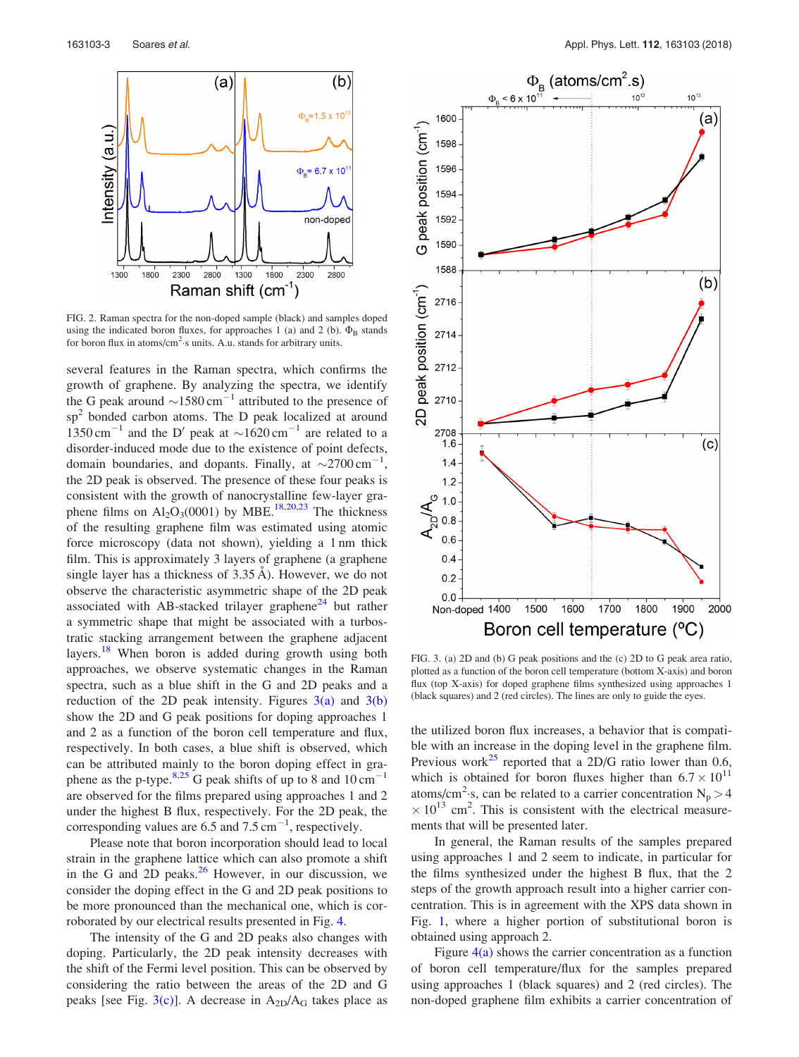FIG. 2. Raman spectra for the non-doped sample (black) and samples doped using the indicated boron fluxes, for approaches 1 (a) and 2 (b). $\Phi_B$ stands for boron flux in atoms/cm$^2$·s units. A.u. stands for arbitrary units.

several features in the Raman spectra, which confirms the growth of graphene. By analyzing the spectra, we identify the G peak around ~1580 cm$^{-1}$ attributed to the presence of sp$^2$ bonded carbon atoms. The D peak localized at around 1350 cm$^{-1}$ and the D′ peak at ~1620 cm$^{-1}$ are related to a disorder-induced mode due to the existence of point defects, domain boundaries, and dopants. Finally, at ~2700 cm$^{-1}$, the 2D peak is observed. The presence of these four peaks is consistent with the growth of nanocrystalline few-layer graphene films on $Al_2O_3(0001)$ by MBE.[18,20,23] The thickness of the resulting graphene film was estimated using atomic force microscopy (data not shown), yielding a 1 nm thick film. This is approximately 3 layers of graphene (a graphene single layer has a thickness of 3.35 Å). However, we do not observe the characteristic asymmetric shape of the 2D peak associated with AB-stacked trilayer graphene[24] but rather a symmetric shape that might be associated with a turbostratic stacking arrangement between the graphene adjacent layers.[18] When boron is added during growth using both approaches, we observe systematic changes in the Raman spectra, such as a blue shift in the G and 2D peaks and a reduction of the 2D peak intensity. Figures 3(a) and 3(b) show the 2D and G peak positions for doping approaches 1 and 2 as a function of the boron cell temperature and flux, respectively. In both cases, a blue shift is observed, which can be attributed mainly to the boron doping effect in graphene as the p-type.[8,25] G peak shifts of up to 8 and 10 cm$^{-1}$ are observed for the films prepared using approaches 1 and 2 under the highest B flux, respectively. For the 2D peak, the corresponding values are 6.5 and 7.5 cm$^{-1}$, respectively.

Please note that boron incorporation should lead to local strain in the graphene lattice which can also promote a shift in the G and 2D peaks.[26] However, in our discussion, we consider the doping effect in the G and 2D peak positions to be more pronounced than the mechanical one, which is corroborated by our electrical results presented in Fig. 4.

The intensity of the G and 2D peaks also changes with doping. Particularly, the 2D peak intensity decreases with the shift of the Fermi level position. This can be observed by considering the ratio between the areas of the 2D and G peaks [see Fig. 3(c)]. A decrease in $A_{2D}/A_G$ takes place as

FIG. 3. (a) 2D and (b) G peak positions and the (c) 2D to G peak area ratio, plotted as a function of the boron cell temperature (bottom X-axis) and boron flux (top X-axis) for doped graphene films synthesized using approaches 1 (black squares) and 2 (red circles). The lines are only to guide the eyes.

the utilized boron flux increases, a behavior that is compatible with an increase in the doping level in the graphene film. Previous work[25] reported that a 2D/G ratio lower than 0.6, which is obtained for boron fluxes higher than $6.7 \times 10^{11}$ atoms/cm$^2$·s, can be related to a carrier concentration $N_p > 4 \times 10^{13}$ cm$^2$. This is consistent with the electrical measurements that will be presented later.

In general, the Raman results of the samples prepared using approaches 1 and 2 seem to indicate, in particular for the films synthesized under the highest B flux, that the 2 steps of the growth approach result into a higher carrier concentration. This is in agreement with the XPS data shown in Fig. 1, where a higher portion of substitutional boron is obtained using approach 2.

Figure 4(a) shows the carrier concentration as a function of boron cell temperature/flux for the samples prepared using approaches 1 (black squares) and 2 (red circles). The non-doped graphene film exhibits a carrier concentration of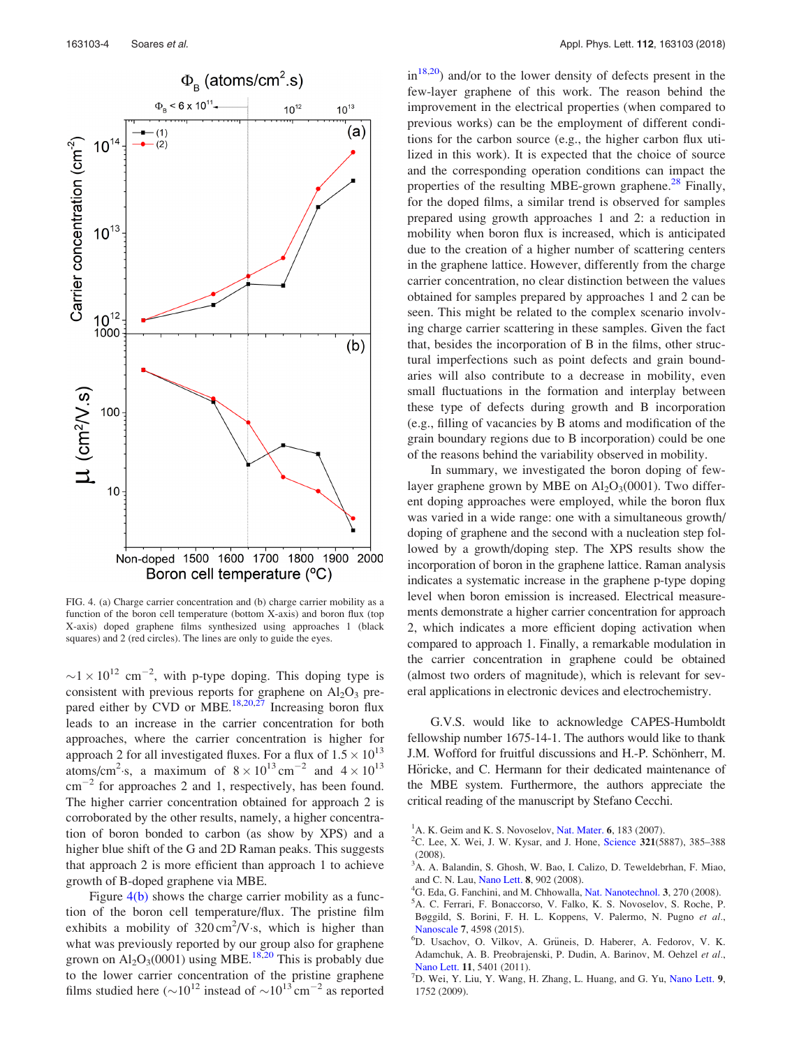FIG. 4. (a) Charge carrier concentration and (b) charge carrier mobility as a function of the boron cell temperature (bottom X-axis) and boron flux (top X-axis) doped graphene films synthesized using approaches 1 (black squares) and 2 (red circles). The lines are only to guide the eyes.

$\sim 1 \times 10^{12}$ cm$^{-2}$, with p-type doping. This doping type is consistent with previous reports for graphene on $Al_2O_3$ prepared either by CVD or MBE.[18,20,27] Increasing boron flux leads to an increase in the carrier concentration for both approaches, where the carrier concentration is higher for approach 2 for all investigated fluxes. For a flux of $1.5 \times 10^{13}$ atoms/cm$^2$·s, a maximum of $8 \times 10^{13}$ cm$^{-2}$ and $4 \times 10^{13}$ cm$^{-2}$ for approaches 2 and 1, respectively, has been found. The higher carrier concentration obtained for approach 2 is corroborated by the other results, namely, a higher concentration of boron bonded to carbon (as show by XPS) and a higher blue shift of the G and 2D Raman peaks. This suggests that approach 2 is more efficient than approach 1 to achieve growth of B-doped graphene via MBE.

Figure 4(b) shows the charge carrier mobility as a function of the boron cell temperature/flux. The pristine film exhibits a mobility of 320 cm$^2$/V·s, which is higher than what was previously reported by our group also for graphene grown on $Al_2O_3$(0001) using MBE.[18,20] This is probably due to the lower carrier concentration of the pristine graphene films studied here ($\sim 10^{12}$ instead of $\sim 10^{13}$ cm$^{-2}$ as reported in[18,20]) and/or to the lower density of defects present in the few-layer graphene of this work. The reason behind the improvement in the electrical properties (when compared to previous works) can be the employment of different conditions for the carbon source (e.g., the higher carbon flux utilized in this work). It is expected that the choice of source and the corresponding operation conditions can impact the properties of the resulting MBE-grown graphene.[28] Finally, for the doped films, a similar trend is observed for samples prepared using growth approaches 1 and 2: a reduction in mobility when boron flux is increased, which is anticipated due to the creation of a higher number of scattering centers in the graphene lattice. However, differently from the charge carrier concentration, no clear distinction between the values obtained for samples prepared by approaches 1 and 2 can be seen. This might be related to the complex scenario involving charge carrier scattering in these samples. Given the fact that, besides the incorporation of B in the films, other structural imperfections such as point defects and grain boundaries will also contribute to a decrease in mobility, even small fluctuations in the formation and interplay between these type of defects during growth and B incorporation (e.g., filling of vacancies by B atoms and modification of the grain boundary regions due to B incorporation) could be one of the reasons behind the variability observed in mobility.

In summary, we investigated the boron doping of few-layer graphene grown by MBE on $Al_2O_3$(0001). Two different doping approaches were employed, while the boron flux was varied in a wide range: one with a simultaneous growth/doping of graphene and the second with a nucleation step followed by a growth/doping step. The XPS results show the incorporation of boron in the graphene lattice. Raman analysis indicates a systematic increase in the graphene p-type doping level when boron emission is increased. Electrical measurements demonstrate a higher carrier concentration for approach 2, which indicates a more efficient doping activation when compared to approach 1. Finally, a remarkable modulation in the carrier concentration in graphene could be obtained (almost two orders of magnitude), which is relevant for several applications in electronic devices and electrochemistry.

G.V.S. would like to acknowledge CAPES-Humboldt fellowship number 1675-14-1. The authors would like to thank J.M. Wofford for fruitful discussions and H.-P. Schönherr, M. Höricke, and C. Hermann for their dedicated maintenance of the MBE system. Furthermore, the authors appreciate the critical reading of the manuscript by Stefano Cecchi.

[1] A. K. Geim and K. S. Novoselov, Nat. Mater. 6, 183 (2007).
[2] C. Lee, X. Wei, J. W. Kysar, and J. Hone, Science 321(5887), 385–388 (2008).
[3] A. A. Balandin, S. Ghosh, W. Bao, I. Calizo, D. Teweldebrhan, F. Miao, and C. N. Lau, Nano Lett. 8, 902 (2008).
[4] G. Eda, G. Fanchini, and M. Chhowalla, Nat. Nanotechnol. 3, 270 (2008).
[5] A. C. Ferrari, F. Bonaccorso, V. Falko, K. S. Novoselov, S. Roche, P. Bøggild, S. Borini, F. H. L. Koppens, V. Palermo, N. Pugno et al., Nanoscale 7, 4598 (2015).
[6] D. Usachov, O. Vilkov, A. Grüneis, D. Haberer, A. Fedorov, V. K. Adamchuk, A. B. Preobrajenski, P. Dudin, A. Barinov, M. Oehzel et al., Nano Lett. 11, 5401 (2011).
[7] D. Wei, Y. Liu, Y. Wang, H. Zhang, L. Huang, and G. Yu, Nano Lett. 9, 1752 (2009).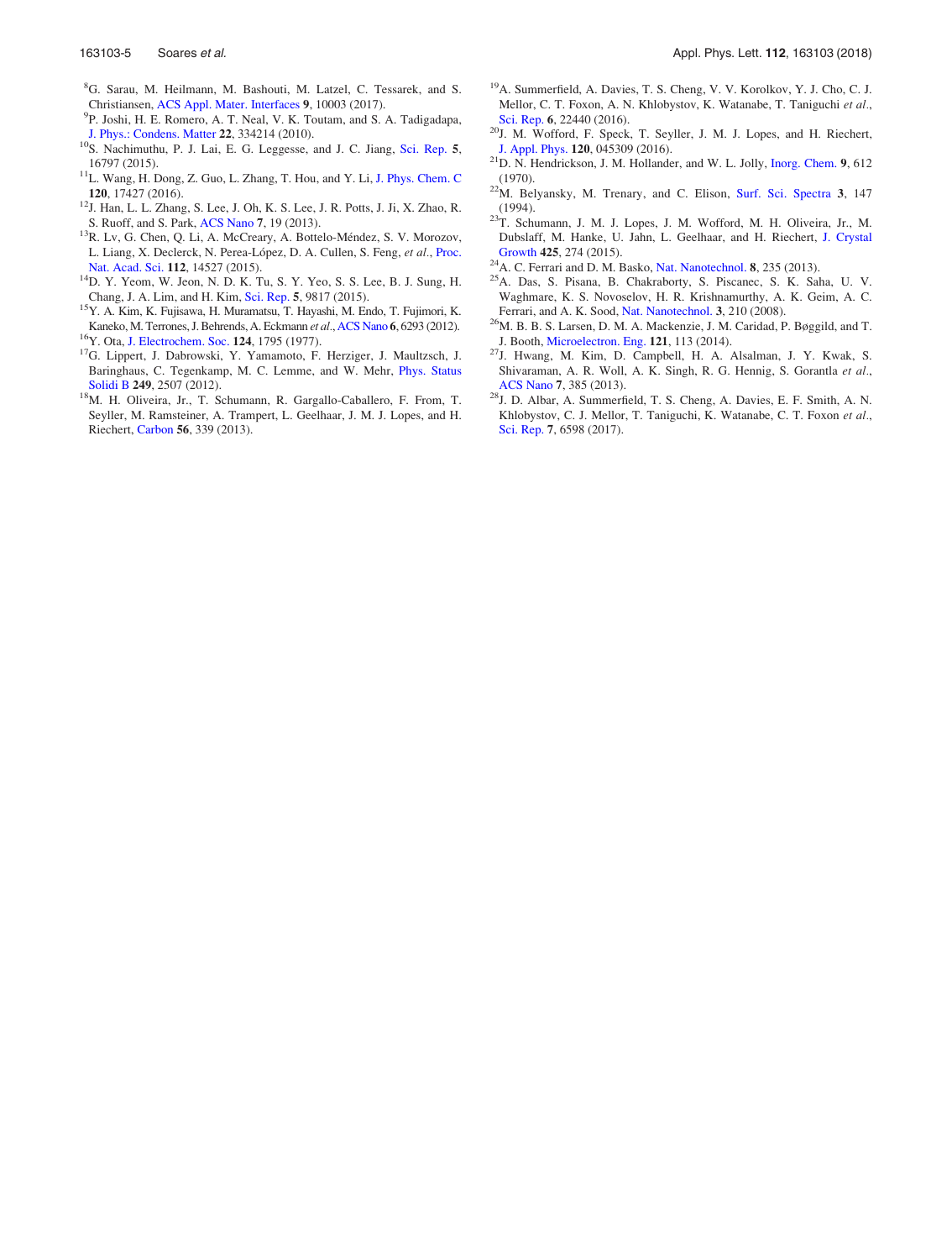[8]G. Sarau, M. Heilmann, M. Bashouti, M. Latzel, C. Tessarek, and S. Christiansen, ACS Appl. Mater. Interfaces **9**, 10003 (2017).

[9]P. Joshi, H. E. Romero, A. T. Neal, V. K. Toutam, and S. A. Tadigadapa, J. Phys.: Condens. Matter **22**, 334214 (2010).

[10]S. Nachimuthu, P. J. Lai, E. G. Leggesse, and J. C. Jiang, Sci. Rep. **5**, 16797 (2015).

[11]L. Wang, H. Dong, Z. Guo, L. Zhang, T. Hou, and Y. Li, J. Phys. Chem. C **120**, 17427 (2016).

[12]J. Han, L. L. Zhang, S. Lee, J. Oh, K. S. Lee, J. R. Potts, J. Ji, X. Zhao, R. S. Ruoff, and S. Park, ACS Nano **7**, 19 (2013).

[13]R. Lv, G. Chen, Q. Li, A. McCreary, A. Bottelo-Méndez, S. V. Morozov, L. Liang, X. Declerck, N. Perea-López, D. A. Cullen, S. Feng, *et al.*, Proc. Nat. Acad. Sci. **112**, 14527 (2015).

[14]D. Y. Yeom, W. Jeon, N. D. K. Tu, S. Y. Yeo, S. S. Lee, B. J. Sung, H. Chang, J. A. Lim, and H. Kim, Sci. Rep. **5**, 9817 (2015).

[15]Y. A. Kim, K. Fujisawa, H. Muramatsu, T. Hayashi, M. Endo, T. Fujimori, K. Kaneko, M. Terrones, J. Behrends, A. Eckmann *et al.*, ACS Nano **6**, 6293 (2012).

[16]Y. Ota, J. Electrochem. Soc. **124**, 1795 (1977).

[17]G. Lippert, J. Dabrowski, Y. Yamamoto, F. Herziger, J. Maultzsch, J. Baringhaus, C. Tegenkamp, M. C. Lemme, and W. Mehr, Phys. Status Solidi B **249**, 2507 (2012).

[18]M. H. Oliveira, Jr., T. Schumann, R. Gargallo-Caballero, F. From, T. Seyller, M. Ramsteiner, A. Trampert, L. Geelhaar, J. M. J. Lopes, and H. Riechert, Carbon **56**, 339 (2013).

[19]A. Summerfield, A. Davies, T. S. Cheng, V. V. Korolkov, Y. J. Cho, C. J. Mellor, C. T. Foxon, A. N. Khlobystov, K. Watanabe, T. Taniguchi *et al.*, Sci. Rep. **6**, 22440 (2016).

[20]J. M. Wofford, F. Speck, T. Seyller, J. M. J. Lopes, and H. Riechert, J. Appl. Phys. **120**, 045309 (2016).

[21]D. N. Hendrickson, J. M. Hollander, and W. L. Jolly, Inorg. Chem. **9**, 612 (1970).

[22]M. Belyansky, M. Trenary, and C. Elison, Surf. Sci. Spectra **3**, 147 (1994).

[23]T. Schumann, J. M. J. Lopes, J. M. Wofford, M. H. Oliveira, Jr., M. Dubslaff, M. Hanke, U. Jahn, L. Geelhaar, and H. Riechert, J. Crystal Growth **425**, 274 (2015).

[24]A. C. Ferrari and D. M. Basko, Nat. Nanotechnol. **8**, 235 (2013).

[25]A. Das, S. Pisana, B. Chakraborty, S. Piscanec, S. K. Saha, U. V. Waghmare, K. S. Novoselov, H. R. Krishnamurthy, A. K. Geim, A. C. Ferrari, and A. K. Sood, Nat. Nanotechnol. **3**, 210 (2008).

[26]M. B. B. S. Larsen, D. M. A. Mackenzie, J. M. Caridad, P. Bøggild, and T. J. Booth, Microelectron. Eng. **121**, 113 (2014).

[27]J. Hwang, M. Kim, D. Campbell, H. A. Alsalman, J. Y. Kwak, S. Shivaraman, A. R. Woll, A. K. Singh, R. G. Hennig, S. Gorantla *et al.*, ACS Nano **7**, 385 (2013).

[28]J. D. Albar, A. Summerfield, T. S. Cheng, A. Davies, E. F. Smith, A. N. Khlobystov, C. J. Mellor, T. Taniguchi, K. Watanabe, C. T. Foxon *et al.*, Sci. Rep. **7**, 6598 (2017).